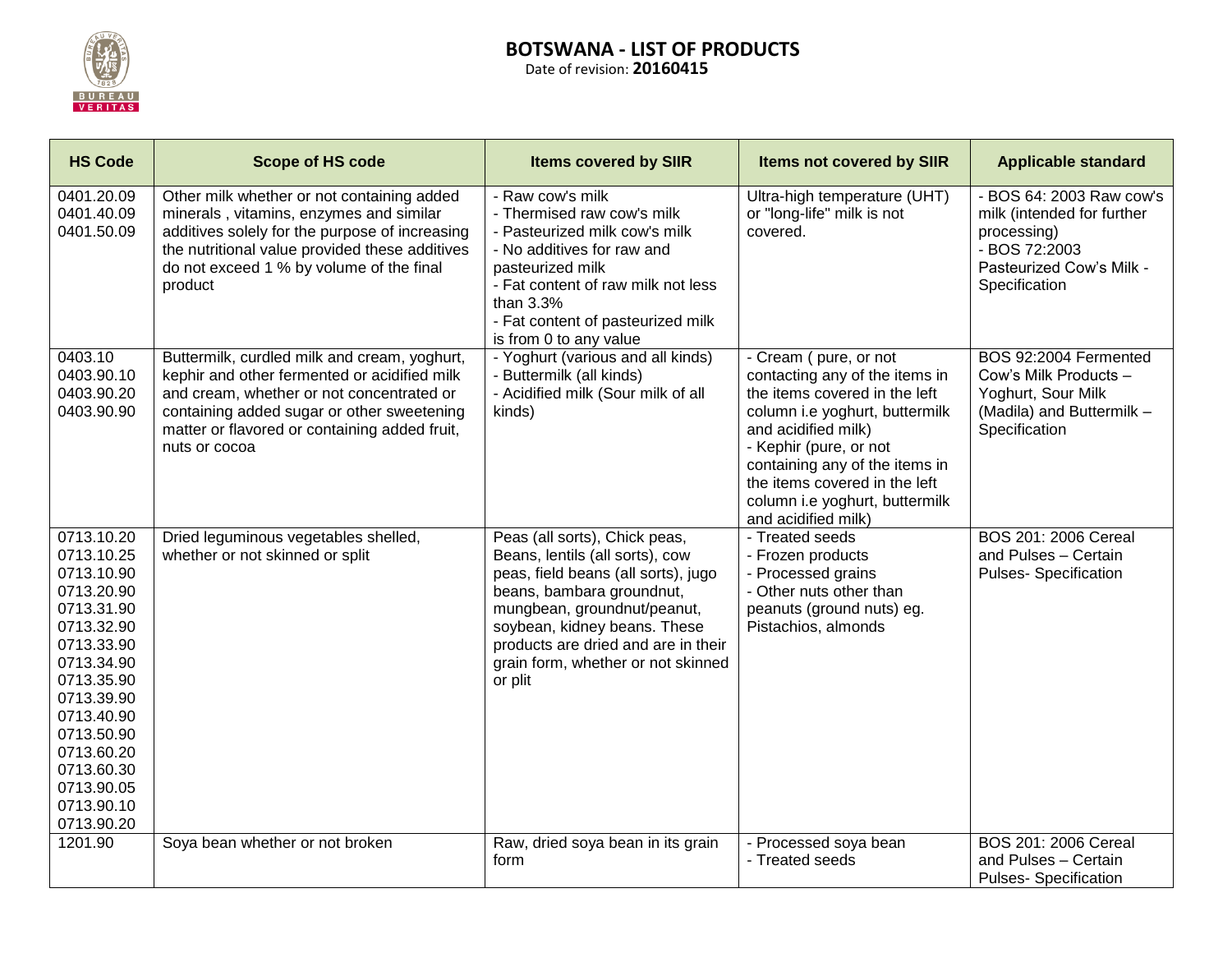# BOTSWANA - LIST OF PRODUCTS

Date of revision: **20160415**

| HS Code | Scope of HS code | Items covered by SIIR | Items not covered by SIIR | Applicable standard |
|---|---|---|---|---|
| 0401.20.09<br>0401.40.09<br>0401.50.09 | Other milk whether or not containing added minerals , vitamins, enzymes and similar additives solely for the purpose of increasing the nutritional value provided these additives do not exceed 1 % by volume of the final product | - Raw cow's milk<br>- Thermised raw cow's milk<br>- Pasteurized milk cow's milk<br>- No additives for raw and pasteurized milk<br>- Fat content of raw milk not less than 3.3%<br>- Fat content of pasteurized milk is from 0 to any value | Ultra-high temperature (UHT) or "long-life" milk is not covered. | - BOS 64: 2003 Raw cow's milk (intended for further processing)<br>- BOS 72:2003 Pasteurized Cow's Milk - Specification |
| 0403.10<br>0403.90.10<br>0403.90.20<br>0403.90.90 | Buttermilk, curdled milk and cream, yoghurt, kephir and other fermented or acidified milk and cream, whether or not concentrated or containing added sugar or other sweetening matter or flavored or containing added fruit, nuts or cocoa | - Yoghurt (various and all kinds)<br>- Buttermilk (all kinds)<br>- Acidified milk (Sour milk of all kinds) | - Cream ( pure, or not contacting any of the items in the items covered in the left column i.e yoghurt, buttermilk and acidified milk)<br>- Kephir (pure, or not containing any of the items in the items covered in the left column i.e yoghurt, buttermilk and acidified milk) | BOS 92:2004 Fermented Cow's Milk Products – Yoghurt, Sour Milk (Madila) and Buttermilk – Specification |
| 0713.10.20<br>0713.10.25<br>0713.10.90<br>0713.20.90<br>0713.31.90<br>0713.32.90<br>0713.33.90<br>0713.34.90<br>0713.35.90<br>0713.39.90<br>0713.40.90<br>0713.50.90<br>0713.60.20<br>0713.60.30<br>0713.90.05<br>0713.90.10<br>0713.90.20 | Dried leguminous vegetables shelled, whether or not skinned or split | Peas (all sorts), Chick peas, Beans, lentils (all sorts), cow peas, field beans (all sorts), jugo beans, bambara groundnut, mungbean, groundnut/peanut, soybean, kidney beans. These products are dried and are in their grain form, whether or not skinned or plit | - Treated seeds<br>- Frozen products<br>- Processed grains<br>- Other nuts other than peanuts (ground nuts) eg. Pistachios, almonds | BOS 201: 2006 Cereal and Pulses – Certain Pulses- Specification |
| 1201.90 | Soya bean whether or not broken | Raw, dried soya bean in its grain form | - Processed soya bean<br>- Treated seeds | BOS 201: 2006 Cereal and Pulses – Certain Pulses- Specification |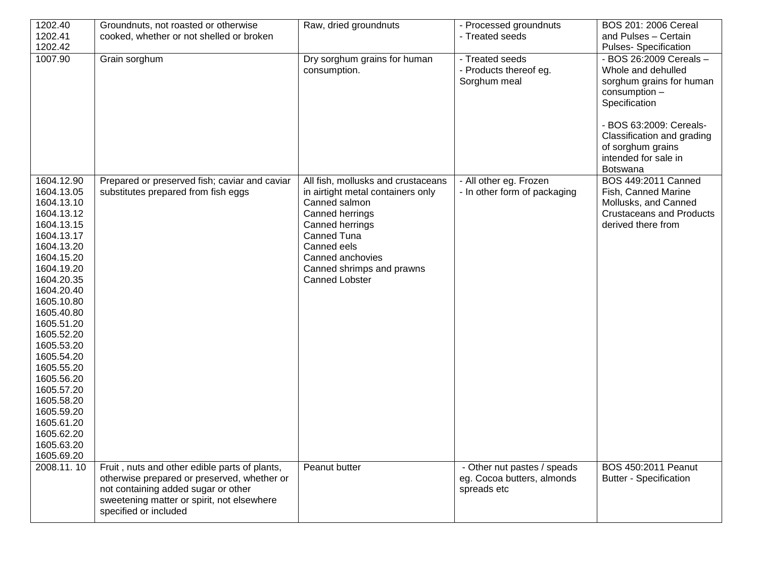| | | | | |
|---|---|---|---|---|
| 1202.40<br>1202.41<br>1202.42 | Groundnuts, not roasted or otherwise cooked, whether or not shelled or broken | Raw, dried groundnuts | - Processed groundnuts<br>- Treated seeds | BOS 201: 2006 Cereal and Pulses – Certain Pulses- Specification |
| 1007.90 | Grain sorghum | Dry sorghum grains for human consumption. | - Treated seeds<br>- Products thereof eg. Sorghum meal | - BOS 26:2009 Cereals – Whole and dehulled sorghum grains for human consumption – Specification<br><br>- BOS 63:2009: Cereals- Classification and grading of sorghum grains intended for sale in Botswana |
| 1604.12.90<br>1604.13.05<br>1604.13.10<br>1604.13.12<br>1604.13.15<br>1604.13.17<br>1604.13.20<br>1604.15.20<br>1604.19.20<br>1604.20.35<br>1604.20.40<br>1605.10.80<br>1605.40.80<br>1605.51.20<br>1605.52.20<br>1605.53.20<br>1605.54.20<br>1605.55.20<br>1605.56.20<br>1605.57.20<br>1605.58.20<br>1605.59.20<br>1605.61.20<br>1605.62.20<br>1605.63.20<br>1605.69.20 | Prepared or preserved fish; caviar and caviar substitutes prepared from fish eggs | All fish, mollusks and crustaceans in airtight metal containers only<br>Canned salmon<br>Canned herrings<br>Canned herrings<br>Canned Tuna<br>Canned eels<br>Canned anchovies<br>Canned shrimps and prawns<br>Canned Lobster | - All other eg. Frozen<br>- In other form of packaging | BOS 449:2011 Canned Fish, Canned Marine Mollusks, and Canned Crustaceans and Products derived there from |
| 2008.11. 10 | Fruit , nuts and other edible parts of plants, otherwise prepared or preserved, whether or not containing added sugar or other sweetening matter or spirit, not elsewhere specified or included | Peanut butter | - Other nut pastes / speads eg. Cocoa butters, almonds spreads etc | BOS 450:2011 Peanut Butter - Specification |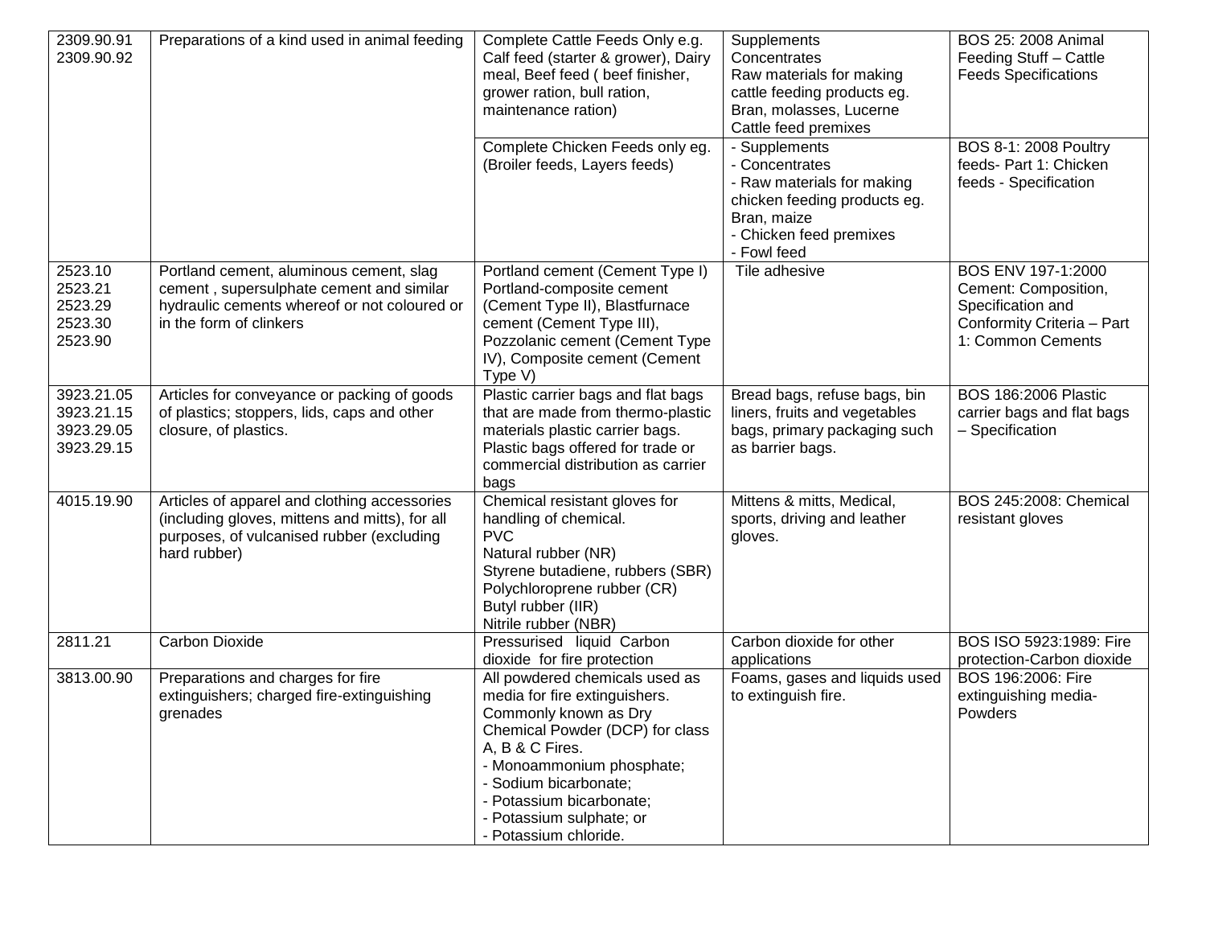| | | | | |
|---|---|---|---|---|
| 2309.90.91<br>2309.90.92 | Preparations of a kind used in animal feeding | Complete Cattle Feeds Only e.g. Calf feed (starter & grower), Dairy meal, Beef feed ( beef finisher, grower ration, bull ration, maintenance ration) | Supplements<br>Concentrates<br>Raw materials for making cattle feeding products eg. Bran, molasses, Lucerne<br>Cattle feed premixes | BOS 25: 2008 Animal Feeding Stuff – Cattle Feeds Specifications |
| | | Complete Chicken Feeds only eg. (Broiler feeds, Layers feeds) | - Supplements<br>- Concentrates<br>- Raw materials for making chicken feeding products eg. Bran, maize<br>- Chicken feed premixes<br>- Fowl feed | BOS 8-1: 2008 Poultry feeds- Part 1: Chicken feeds - Specification |
| 2523.10<br>2523.21<br>2523.29<br>2523.30<br>2523.90 | Portland cement, aluminous cement, slag cement , supersulphate cement and similar hydraulic cements whereof or not coloured or in the form of clinkers | Portland cement (Cement Type I) Portland-composite cement (Cement Type II), Blastfurnace cement (Cement Type III), Pozzolanic cement (Cement Type IV), Composite cement (Cement Type V) | Tile adhesive | BOS ENV 197-1:2000 Cement: Composition, Specification and Conformity Criteria – Part 1: Common Cements |
| 3923.21.05<br>3923.21.15<br>3923.29.05<br>3923.29.15 | Articles for conveyance or packing of goods of plastics; stoppers, lids, caps and other closure, of plastics. | Plastic carrier bags and flat bags that are made from thermo-plastic materials plastic carrier bags. Plastic bags offered for trade or commercial distribution as carrier bags | Bread bags, refuse bags, bin liners, fruits and vegetables bags, primary packaging such as barrier bags. | BOS 186:2006 Plastic carrier bags and flat bags – Specification |
| 4015.19.90 | Articles of apparel and clothing accessories (including gloves, mittens and mitts), for all purposes, of vulcanised rubber (excluding hard rubber) | Chemical resistant gloves for handling of chemical.<br>PVC<br>Natural rubber (NR)<br>Styrene butadiene, rubbers (SBR)<br>Polychloroprene rubber (CR)<br>Butyl rubber (IIR)<br>Nitrile rubber (NBR) | Mittens & mitts, Medical, sports, driving and leather gloves. | BOS 245:2008: Chemical resistant gloves |
| 2811.21 | Carbon Dioxide | Pressurised liquid Carbon dioxide for fire protection | Carbon dioxide for other applications | BOS ISO 5923:1989: Fire protection-Carbon dioxide |
| 3813.00.90 | Preparations and charges for fire extinguishers; charged fire-extinguishing grenades | All powdered chemicals used as media for fire extinguishers. Commonly known as Dry Chemical Powder (DCP) for class A, B & C Fires.<br>- Monoammonium phosphate;<br>- Sodium bicarbonate;<br>- Potassium bicarbonate;<br>- Potassium sulphate; or<br>- Potassium chloride. | Foams, gases and liquids used to extinguish fire. | BOS 196:2006: Fire extinguishing media- Powders |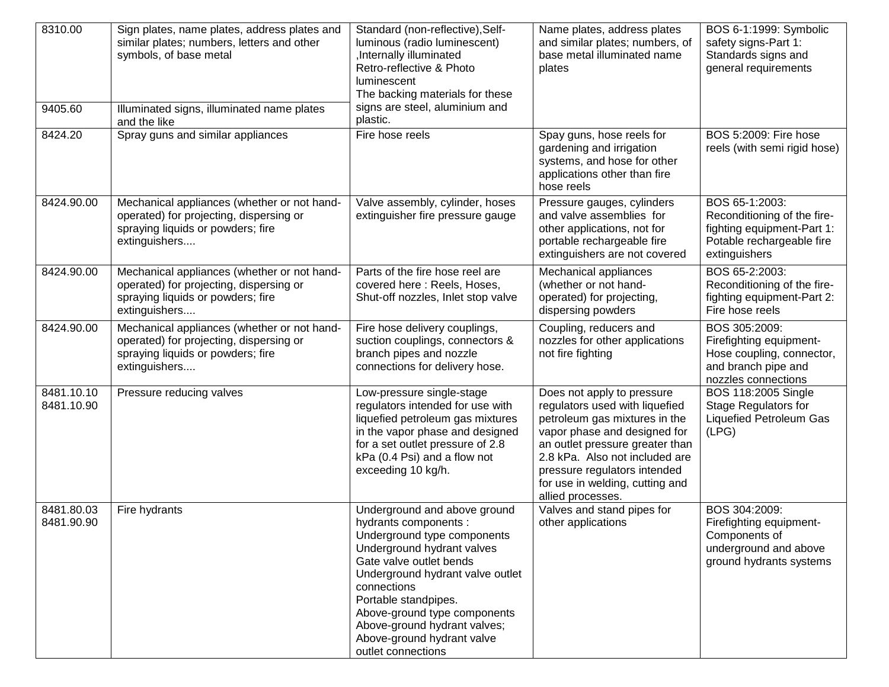| | | | | |
|---|---|---|---|---|
| 8310.00 | Sign plates, name plates, address plates and similar plates; numbers, letters and other symbols, of base metal | Standard (non-reflective),Self-luminous (radio luminescent) ,Internally illuminated Retro-reflective & Photo luminescent The backing materials for these signs are steel, aluminium and plastic. | Name plates, address plates and similar plates; numbers, of base metal illuminated name plates | BOS 6-1:1999: Symbolic safety signs-Part 1: Standards signs and general requirements |
| 9405.60 | Illuminated signs, illuminated name plates and the like | | | |
| 8424.20 | Spray guns and similar appliances | Fire hose reels | Spay guns, hose reels for gardening and irrigation systems, and hose for other applications other than fire hose reels | BOS 5:2009: Fire hose reels (with semi rigid hose) |
| 8424.90.00 | Mechanical appliances (whether or not hand-operated) for projecting, dispersing or spraying liquids or powders; fire extinguishers.... | Valve assembly, cylinder, hoses extinguisher fire pressure gauge | Pressure gauges, cylinders and valve assemblies for other applications, not for portable rechargeable fire extinguishers are not covered | BOS 65-1:2003: Reconditioning of the fire-fighting equipment-Part 1: Potable rechargeable fire extinguishers |
| 8424.90.00 | Mechanical appliances (whether or not hand-operated) for projecting, dispersing or spraying liquids or powders; fire extinguishers.... | Parts of the fire hose reel are covered here : Reels, Hoses, Shut-off nozzles, Inlet stop valve | Mechanical appliances (whether or not hand-operated) for projecting, dispersing powders | BOS 65-2:2003: Reconditioning of the fire-fighting equipment-Part 2: Fire hose reels |
| 8424.90.00 | Mechanical appliances (whether or not hand-operated) for projecting, dispersing or spraying liquids or powders; fire extinguishers.... | Fire hose delivery couplings, suction couplings, connectors & branch pipes and nozzle connections for delivery hose. | Coupling, reducers and nozzles for other applications not fire fighting | BOS 305:2009: Firefighting equipment-Hose coupling, connector, and branch pipe and nozzles connections |
| 8481.10.10 8481.10.90 | Pressure reducing valves | Low-pressure single-stage regulators intended for use with liquefied petroleum gas mixtures in the vapor phase and designed for a set outlet pressure of 2.8 kPa (0.4 Psi) and a flow not exceeding 10 kg/h. | Does not apply to pressure regulators used with liquefied petroleum gas mixtures in the vapor phase and designed for an outlet pressure greater than 2.8 kPa. Also not included are pressure regulators intended for use in welding, cutting and allied processes. | BOS 118:2005 Single Stage Regulators for Liquefied Petroleum Gas (LPG) |
| 8481.80.03 8481.90.90 | Fire hydrants | Underground and above ground hydrants components : Underground type components Underground hydrant valves Gate valve outlet bends Underground hydrant valve outlet connections Portable standpipes. Above-ground type components Above-ground hydrant valves; Above-ground hydrant valve outlet connections | Valves and stand pipes for other applications | BOS 304:2009: Firefighting equipment-Components of underground and above ground hydrants systems |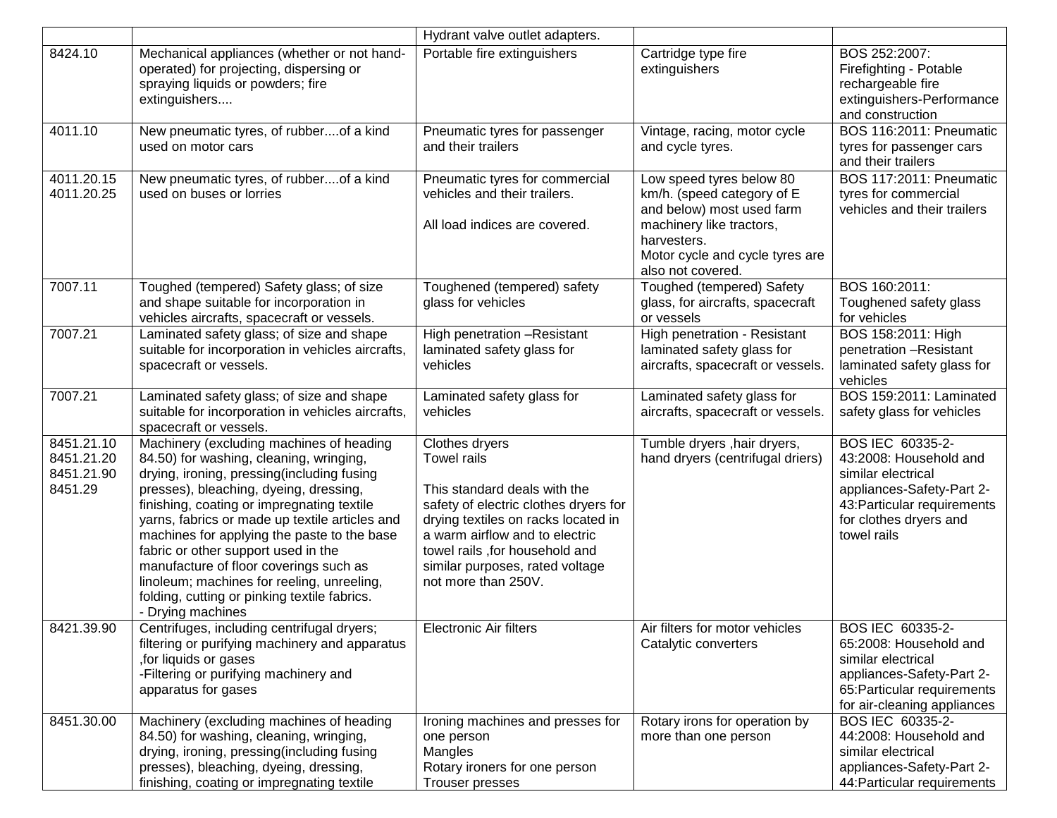| | | Hydrant valve outlet adapters. | | |
|---|---|---|---|---|
| 8424.10 | Mechanical appliances (whether or not hand-operated) for projecting, dispersing or spraying liquids or powders; fire extinguishers.... | Portable fire extinguishers | Cartridge type fire extinguishers | BOS 252:2007: Firefighting - Potable rechargeable fire extinguishers-Performance and construction |
| 4011.10 | New pneumatic tyres, of rubber....of a kind used on motor cars | Pneumatic tyres for passenger and their trailers | Vintage, racing, motor cycle and cycle tyres. | BOS 116:2011: Pneumatic tyres for passenger cars and their trailers |
| 4011.20.15<br>4011.20.25 | New pneumatic tyres, of rubber....of a kind used on buses or lorries | Pneumatic tyres for commercial vehicles and their trailers.<br><br>All load indices are covered. | Low speed tyres below 80 km/h. (speed category of E and below) most used farm machinery like tractors, harvesters.<br>Motor cycle and cycle tyres are also not covered. | BOS 117:2011: Pneumatic tyres for commercial vehicles and their trailers |
| 7007.11 | Toughed (tempered) Safety glass; of size and shape suitable for incorporation in vehicles aircrafts, spacecraft or vessels. | Toughened (tempered) safety glass for vehicles | Toughed (tempered) Safety glass, for aircrafts, spacecraft or vessels | BOS 160:2011: Toughened safety glass for vehicles |
| 7007.21 | Laminated safety glass; of size and shape suitable for incorporation in vehicles aircrafts, spacecraft or vessels. | High penetration –Resistant laminated safety glass for vehicles | High penetration - Resistant laminated safety glass for aircrafts, spacecraft or vessels. | BOS 158:2011: High penetration –Resistant laminated safety glass for vehicles |
| 7007.21 | Laminated safety glass; of size and shape suitable for incorporation in vehicles aircrafts, spacecraft or vessels. | Laminated safety glass for vehicles | Laminated safety glass for aircrafts, spacecraft or vessels. | BOS 159:2011: Laminated safety glass for vehicles |
| 8451.21.10<br>8451.21.20<br>8451.21.90<br>8451.29 | Machinery (excluding machines of heading 84.50) for washing, cleaning, wringing, drying, ironing, pressing(including fusing presses), bleaching, dyeing, dressing, finishing, coating or impregnating textile yarns, fabrics or made up textile articles and machines for applying the paste to the base fabric or other support used in the manufacture of floor coverings such as linoleum; machines for reeling, unreeling, folding, cutting or pinking textile fabrics.<br>- Drying machines | Clothes dryers<br>Towel rails<br><br>This standard deals with the safety of electric clothes dryers for drying textiles on racks located in a warm airflow and to electric towel rails ,for household and similar purposes, rated voltage not more than 250V. | Tumble dryers ,hair dryers, hand dryers (centrifugal driers) | BOS IEC 60335-2-43:2008: Household and similar electrical appliances-Safety-Part 2-43:Particular requirements for clothes dryers and towel rails |
| 8421.39.90 | Centrifuges, including centrifugal dryers; filtering or purifying machinery and apparatus ,for liquids or gases<br>-Filtering or purifying machinery and apparatus for gases | Electronic Air filters | Air filters for motor vehicles<br>Catalytic converters | BOS IEC 60335-2-65:2008: Household and similar electrical appliances-Safety-Part 2-65:Particular requirements for air-cleaning appliances |
| 8451.30.00 | Machinery (excluding machines of heading 84.50) for washing, cleaning, wringing, drying, ironing, pressing(including fusing presses), bleaching, dyeing, dressing, finishing, coating or impregnating textile | Ironing machines and presses for one person<br>Mangles<br>Rotary ironers for one person<br>Trouser presses | Rotary irons for operation by more than one person | BOS IEC 60335-2-44:2008: Household and similar electrical appliances-Safety-Part 2-44:Particular requirements |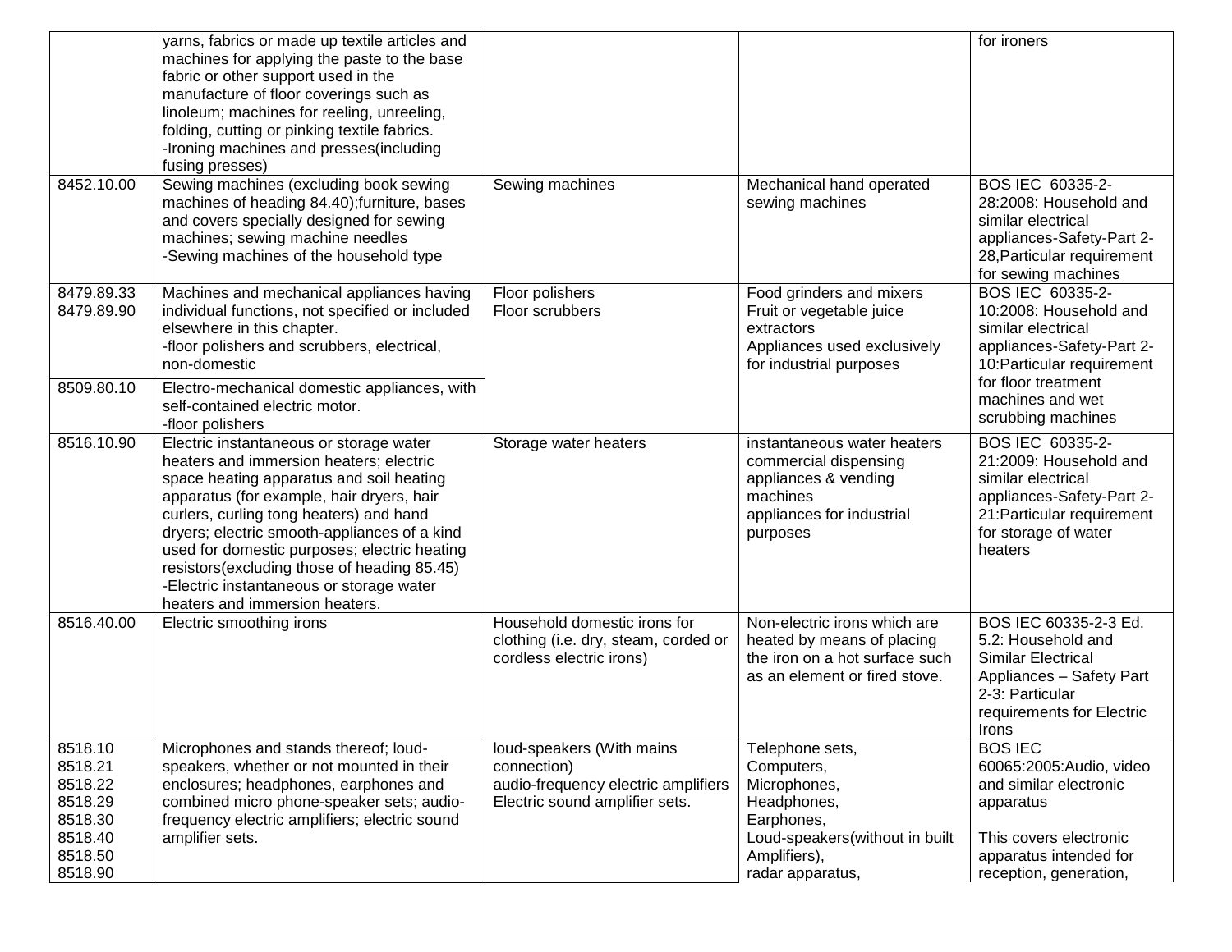| | | | | |
|---|---|---|---|---|
| | yarns, fabrics or made up textile articles and machines for applying the paste to the base fabric or other support used in the manufacture of floor coverings such as linoleum; machines for reeling, unreeling, folding, cutting or pinking textile fabrics.<br>-Ironing machines and presses(including fusing presses) | | | for ironers |
| 8452.10.00 | Sewing machines (excluding book sewing machines of heading 84.40);furniture, bases and covers specially designed for sewing machines; sewing machine needles<br>-Sewing machines of the household type | Sewing machines | Mechanical hand operated sewing machines | BOS IEC 60335-2-28:2008: Household and similar electrical appliances-Safety-Part 2-28,Particular requirement for sewing machines |
| 8479.89.33<br>8479.89.90 | Machines and mechanical appliances having individual functions, not specified or included elsewhere in this chapter.<br>-floor polishers and scrubbers, electrical, non-domestic | Floor polishers<br>Floor scrubbers | Food grinders and mixers<br>Fruit or vegetable juice extractors<br>Appliances used exclusively for industrial purposes | BOS IEC 60335-2-10:2008: Household and similar electrical appliances-Safety-Part 2-10:Particular requirement for floor treatment machines and wet scrubbing machines |
| 8509.80.10 | Electro-mechanical domestic appliances, with self-contained electric motor.<br>-floor polishers | | | |
| 8516.10.90 | Electric instantaneous or storage water heaters and immersion heaters; electric space heating apparatus and soil heating apparatus (for example, hair dryers, hair curlers, curling tong heaters) and hand dryers; electric smooth-appliances of a kind used for domestic purposes; electric heating resistors(excluding those of heading 85.45)<br>-Electric instantaneous or storage water heaters and immersion heaters. | Storage water heaters | instantaneous water heaters<br>commercial dispensing appliances & vending machines<br>appliances for industrial purposes | BOS IEC 60335-2-21:2009: Household and similar electrical appliances-Safety-Part 2-21:Particular requirement for storage of water heaters |
| 8516.40.00 | Electric smoothing irons | Household domestic irons for clothing (i.e. dry, steam, corded or cordless electric irons) | Non-electric irons which are heated by means of placing the iron on a hot surface such as an element or fired stove. | BOS IEC 60335-2-3 Ed. 5.2: Household and Similar Electrical Appliances – Safety Part 2-3: Particular requirements for Electric Irons |
| 8518.10<br>8518.21<br>8518.22<br>8518.29<br>8518.30<br>8518.40<br>8518.50<br>8518.90 | Microphones and stands thereof; loud-speakers, whether or not mounted in their enclosures; headphones, earphones and combined micro phone-speaker sets; audio-frequency electric amplifiers; electric sound amplifier sets. | loud-speakers (With mains connection)<br>audio-frequency electric amplifiers<br>Electric sound amplifier sets. | Telephone sets,<br>Computers,<br>Microphones,<br>Headphones,<br>Earphones,<br>Loud-speakers(without in built Amplifiers),<br>radar apparatus, | BOS IEC 60065:2005:Audio, video and similar electronic apparatus<br><br>This covers electronic apparatus intended for reception, generation, |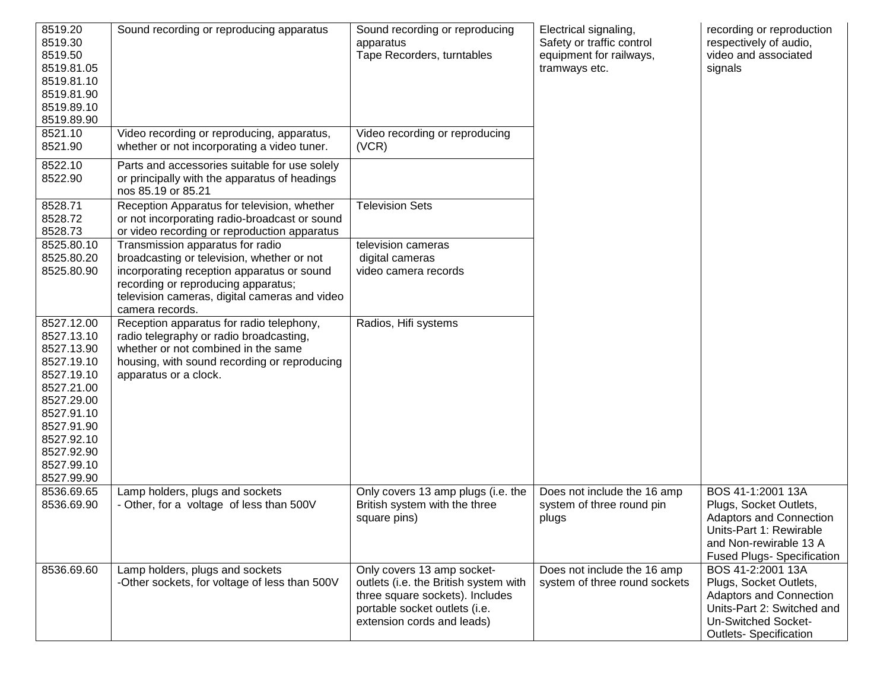| | | | | |
|---|---|---|---|---|
| 8519.20<br>8519.30<br>8519.50<br>8519.81.05<br>8519.81.10<br>8519.81.90<br>8519.89.10<br>8519.89.90 | Sound recording or reproducing apparatus | Sound recording or reproducing apparatus<br>Tape Recorders, turntables | Electrical signaling, Safety or traffic control equipment for railways, tramways etc. | recording or reproduction respectively of audio, video and associated signals |
| 8521.10<br>8521.90 | Video recording or reproducing, apparatus, whether or not incorporating a video tuner. | Video recording or reproducing (VCR) | | |
| 8522.10<br>8522.90 | Parts and accessories suitable for use solely or principally with the apparatus of headings nos 85.19 or 85.21 | | | |
| 8528.71<br>8528.72<br>8528.73 | Reception Apparatus for television, whether or not incorporating radio-broadcast or sound or video recording or reproduction apparatus | Television Sets | | |
| 8525.80.10<br>8525.80.20<br>8525.80.90 | Transmission apparatus for radio broadcasting or television, whether or not incorporating reception apparatus or sound recording or reproducing apparatus; television cameras, digital cameras and video camera records. | television cameras<br>digital cameras<br>video camera records | | |
| 8527.12.00<br>8527.13.10<br>8527.13.90<br>8527.19.10<br>8527.19.10<br>8527.21.00<br>8527.29.00<br>8527.91.10<br>8527.91.90<br>8527.92.10<br>8527.92.90<br>8527.99.10<br>8527.99.90 | Reception apparatus for radio telephony, radio telegraphy or radio broadcasting, whether or not combined in the same housing, with sound recording or reproducing apparatus or a clock. | Radios, Hifi systems | | |
| 8536.69.65<br>8536.69.90 | Lamp holders, plugs and sockets<br>- Other, for a voltage of less than 500V | Only covers 13 amp plugs (i.e. the British system with the three square pins) | Does not include the 16 amp system of three round pin plugs | BOS 41-1:2001 13A Plugs, Socket Outlets, Adaptors and Connection Units-Part 1: Rewirable and Non-rewirable 13 A Fused Plugs- Specification |
| 8536.69.60 | Lamp holders, plugs and sockets<br>-Other sockets, for voltage of less than 500V | Only covers 13 amp socket-outlets (i.e. the British system with three square sockets). Includes portable socket outlets (i.e. extension cords and leads) | Does not include the 16 amp system of three round sockets | BOS 41-2:2001 13A Plugs, Socket Outlets, Adaptors and Connection Units-Part 2: Switched and Un-Switched Socket-Outlets- Specification |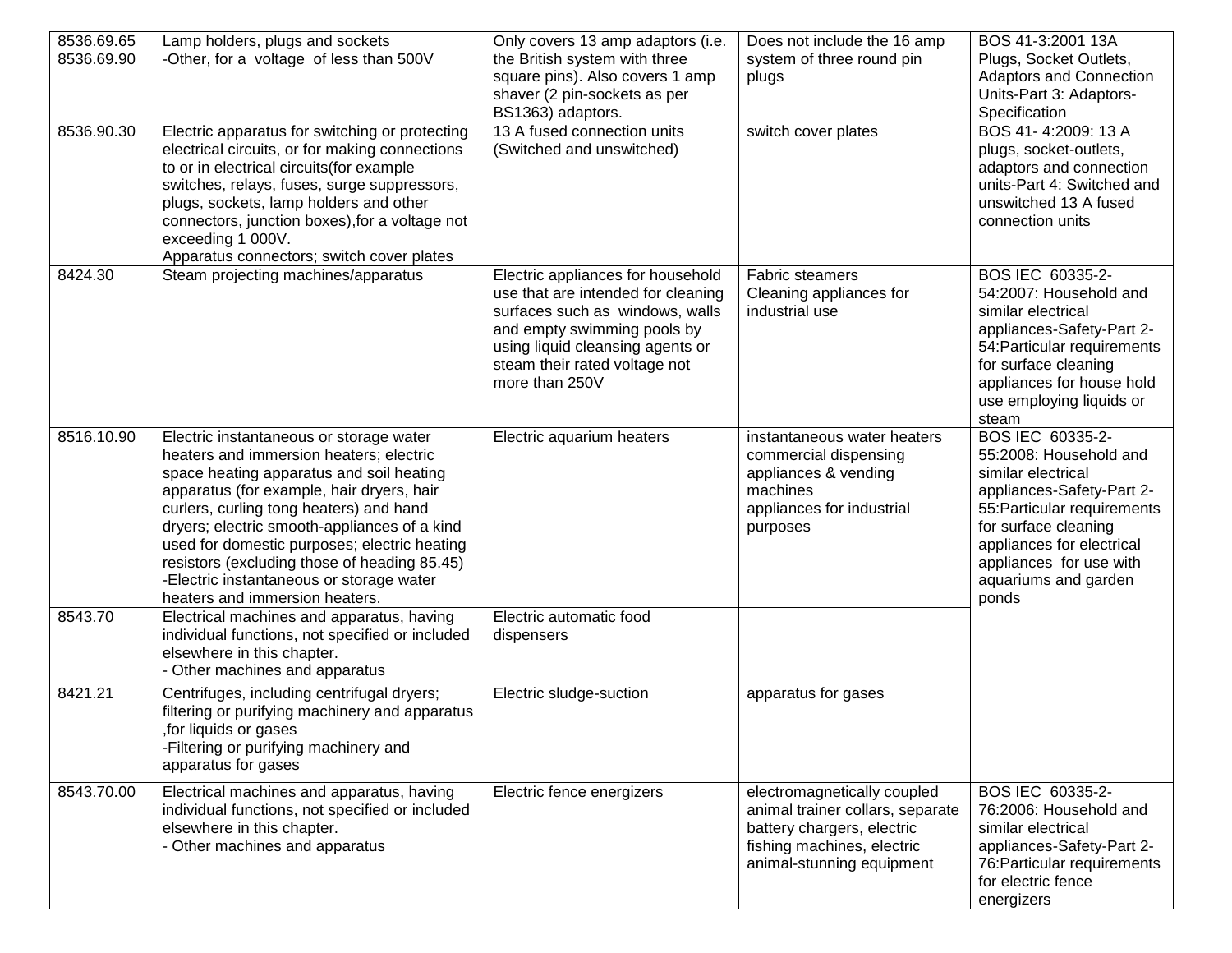| 8536.69.65<br>8536.69.90 | Lamp holders, plugs and sockets<br>-Other, for a voltage of less than 500V | Only covers 13 amp adaptors (i.e. the British system with three square pins). Also covers 1 amp shaver (2 pin-sockets as per BS1363) adaptors. | Does not include the 16 amp system of three round pin plugs | BOS 41-3:2001 13A Plugs, Socket Outlets, Adaptors and Connection Units-Part 3: Adaptors-Specification |
|---|---|---|---|---|
| 8536.90.30 | Electric apparatus for switching or protecting electrical circuits, or for making connections to or in electrical circuits(for example switches, relays, fuses, surge suppressors, plugs, sockets, lamp holders and other connectors, junction boxes),for a voltage not exceeding 1 000V.<br>Apparatus connectors; switch cover plates | 13 A fused connection units (Switched and unswitched) | switch cover plates | BOS 41- 4:2009: 13 A plugs, socket-outlets, adaptors and connection units-Part 4: Switched and unswitched 13 A fused connection units |
| 8424.30 | Steam projecting machines/apparatus | Electric appliances for household use that are intended for cleaning surfaces such as windows, walls and empty swimming pools by using liquid cleansing agents or steam their rated voltage not more than 250V | Fabric steamers<br>Cleaning appliances for industrial use | BOS IEC 60335-2-54:2007: Household and similar electrical appliances-Safety-Part 2-54:Particular requirements for surface cleaning appliances for house hold use employing liquids or steam |
| 8516.10.90 | Electric instantaneous or storage water heaters and immersion heaters; electric space heating apparatus and soil heating apparatus (for example, hair dryers, hair curlers, curling tong heaters) and hand dryers; electric smooth-appliances of a kind used for domestic purposes; electric heating resistors (excluding those of heading 85.45)<br>-Electric instantaneous or storage water heaters and immersion heaters. | Electric aquarium heaters | instantaneous water heaters<br>commercial dispensing appliances & vending machines<br>appliances for industrial purposes | BOS IEC 60335-2-55:2008: Household and similar electrical appliances-Safety-Part 2-55:Particular requirements for surface cleaning appliances for electrical appliances for use with aquariums and garden ponds |
| 8543.70 | Electrical machines and apparatus, having individual functions, not specified or included elsewhere in this chapter.<br>- Other machines and apparatus | Electric automatic food dispensers | | |
| 8421.21 | Centrifuges, including centrifugal dryers; filtering or purifying machinery and apparatus ,for liquids or gases<br>-Filtering or purifying machinery and apparatus for gases | Electric sludge-suction | apparatus for gases | |
| 8543.70.00 | Electrical machines and apparatus, having individual functions, not specified or included elsewhere in this chapter.<br>- Other machines and apparatus | Electric fence energizers | electromagnetically coupled animal trainer collars, separate battery chargers, electric fishing machines, electric animal-stunning equipment | BOS IEC 60335-2-76:2006: Household and similar electrical appliances-Safety-Part 2-76:Particular requirements for electric fence energizers |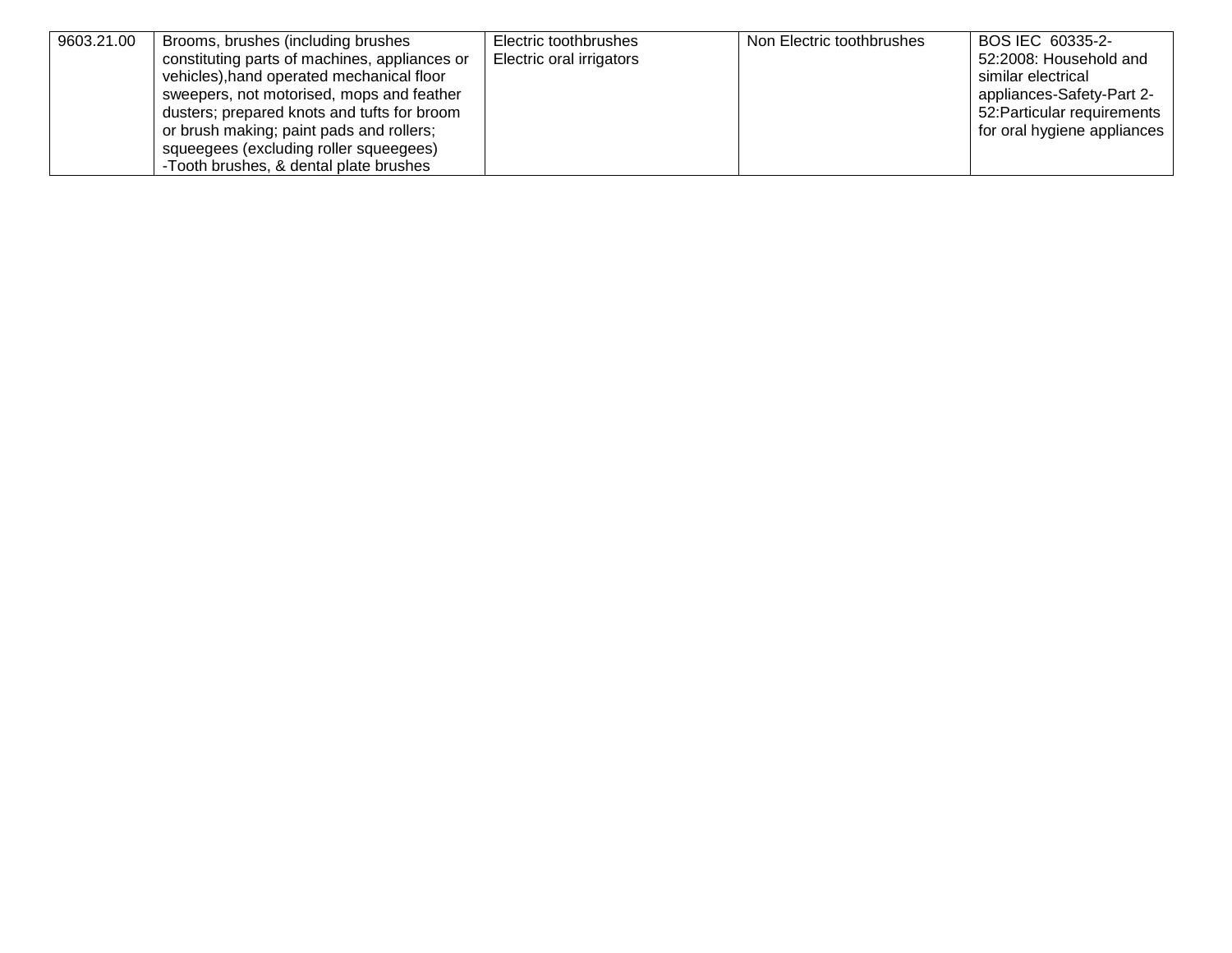| | | | | |
|---|---|---|---|---|
| 9603.21.00 | Brooms, brushes (including brushes constituting parts of machines, appliances or vehicles),hand operated mechanical floor sweepers, not motorised, mops and feather dusters; prepared knots and tufts for broom or brush making; paint pads and rollers; squeegees (excluding roller squeegees)<br>-Tooth brushes, & dental plate brushes | Electric toothbrushes<br>Electric oral irrigators | Non Electric toothbrushes | BOS IEC 60335-2-52:2008: Household and similar electrical appliances-Safety-Part 2-52:Particular requirements for oral hygiene appliances |